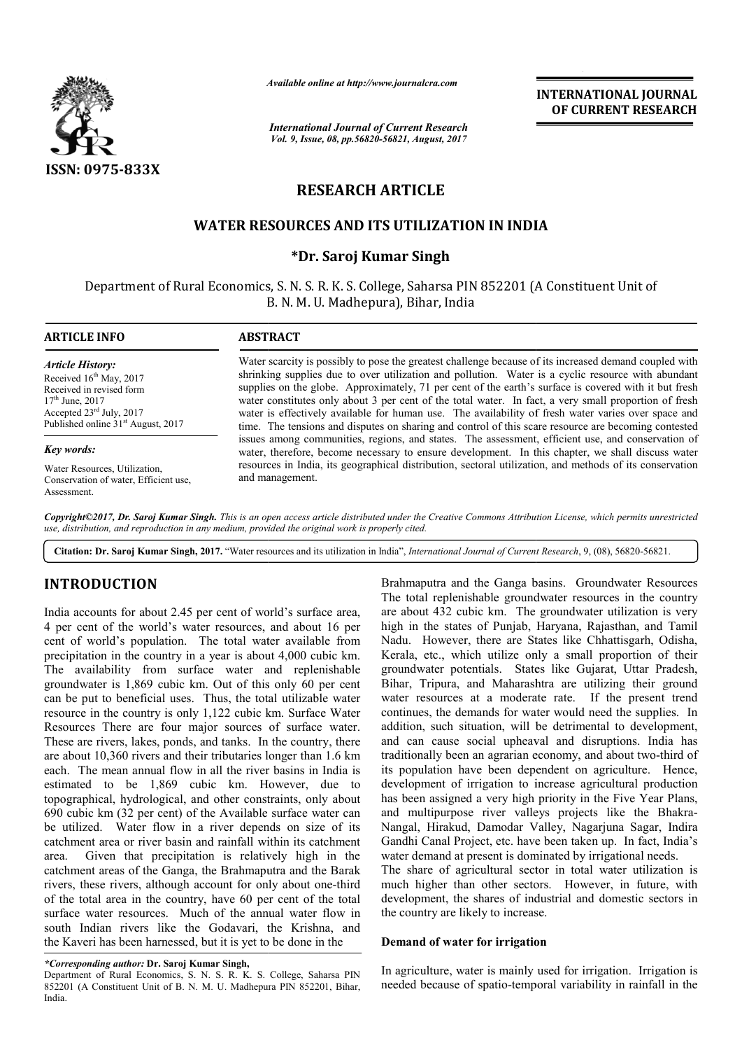*Available online at http://www.journalcra.com*

*International Journal of Current Research*
*Vol. 9, Issue, 08, pp.56820-56821, August, 2017*

**INTERNATIONAL JOURNAL OF CURRENT RESEARCH**

ISSN: 0975-833X

## RESEARCH ARTICLE

# WATER RESOURCES AND ITS UTILIZATION IN INDIA

**\*Dr. Saroj Kumar Singh**

Department of Rural Economics, S. N. S. R. K. S. College, Saharsa PIN 852201 (A Constituent Unit of B. N. M. U. Madhepura), Bihar, India

**ARTICLE INFO**

*Article History:*
Received 16th May, 2017
Received in revised form 17th June, 2017
Accepted 23rd July, 2017
Published online 31st August, 2017

*Key words:*
Water Resources, Utilization, Conservation of water, Efficient use, Assessment.

**ABSTRACT**

Water scarcity is possibly to pose the greatest challenge because of its increased demand coupled with shrinking supplies due to over utilization and pollution. Water is a cyclic resource with abundant supplies on the globe. Approximately, 71 per cent of the earth's surface is covered with it but fresh water constitutes only about 3 per cent of the total water. In fact, a very small proportion of fresh water is effectively available for human use. The availability of fresh water varies over space and time. The tensions and disputes on sharing and control of this scare resource are becoming contested issues among communities, regions, and states. The assessment, efficient use, and conservation of water, therefore, become necessary to ensure development. In this chapter, we shall discuss water resources in India, its geographical distribution, sectoral utilization, and methods of its conservation and management.

*Copyright©2017, Dr. Saroj Kumar Singh. This is an open access article distributed under the Creative Commons Attribution License, which permits unrestricted use, distribution, and reproduction in any medium, provided the original work is properly cited.*

**Citation: Dr. Saroj Kumar Singh, 2017.** "Water resources and its utilization in India", *International Journal of Current Research*, 9, (08), 56820-56821.

## INTRODUCTION

India accounts for about 2.45 per cent of world's surface area, 4 per cent of the world's water resources, and about 16 per cent of world's population. The total water available from precipitation in the country in a year is about 4,000 cubic km. The availability from surface water and replenishable groundwater is 1,869 cubic km. Out of this only 60 per cent can be put to beneficial uses. Thus, the total utilizable water resource in the country is only 1,122 cubic km. Surface Water Resources There are four major sources of surface water. These are rivers, lakes, ponds, and tanks. In the country, there are about 10,360 rivers and their tributaries longer than 1.6 km each. The mean annual flow in all the river basins in India is estimated to be 1,869 cubic km. However, due to topographical, hydrological, and other constraints, only about 690 cubic km (32 per cent) of the Available surface water can be utilized. Water flow in a river depends on size of its catchment area or river basin and rainfall within its catchment area. Given that precipitation is relatively high in the catchment areas of the Ganga, the Brahmaputra and the Barak rivers, these rivers, although account for only about one-third of the total area in the country, have 60 per cent of the total surface water resources. Much of the annual water flow in south Indian rivers like the Godavari, the Krishna, and the Kaveri has been harnessed, but it is yet to be done in the Brahmaputra and the Ganga basins. Groundwater Resources The total replenishable groundwater resources in the country are about 432 cubic km. The groundwater utilization is very high in the states of Punjab, Haryana, Rajasthan, and Tamil Nadu. However, there are States like Chhattisgarh, Odisha, Kerala, etc., which utilize only a small proportion of their groundwater potentials. States like Gujarat, Uttar Pradesh, Bihar, Tripura, and Maharashtra are utilizing their ground water resources at a moderate rate. If the present trend continues, the demands for water would need the supplies. In addition, such situation, will be detrimental to development, and can cause social upheaval and disruptions. India has traditionally been an agrarian economy, and about two-third of its population have been dependent on agriculture. Hence, development of irrigation to increase agricultural production has been assigned a very high priority in the Five Year Plans, and multipurpose river valleys projects like the Bhakra-Nangal, Hirakud, Damodar Valley, Nagarjuna Sagar, Indira Gandhi Canal Project, etc. have been taken up. In fact, India's water demand at present is dominated by irrigational needs.

The share of agricultural sector in total water utilization is much higher than other sectors. However, in future, with development, the shares of industrial and domestic sectors in the country are likely to increase.

### Demand of water for irrigation

In agriculture, water is mainly used for irrigation. Irrigation is needed because of spatio-temporal variability in rainfall in the

*\*Corresponding author:* **Dr. Saroj Kumar Singh,**
Department of Rural Economics, S. N. S. R. K. S. College, Saharsa PIN 852201 (A Constituent Unit of B. N. M. U. Madhepura PIN 852201, Bihar, India.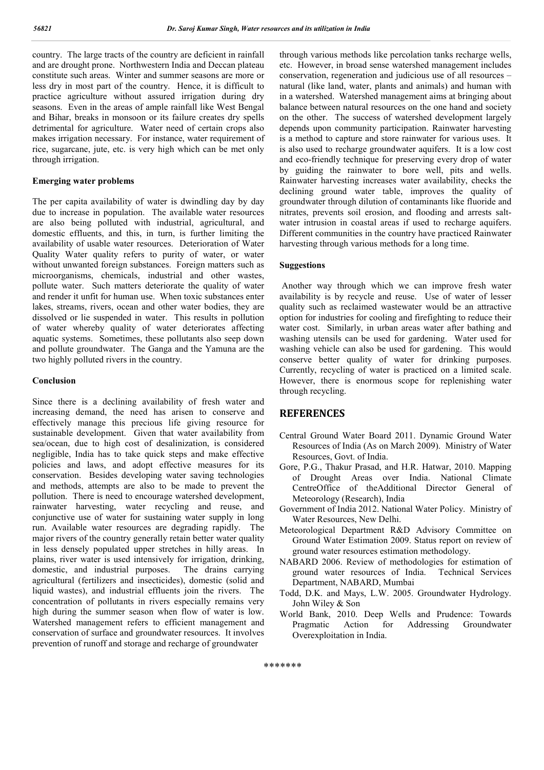country. The large tracts of the country are deficient in rainfall and are drought prone. Northwestern India and Deccan plateau constitute such areas. Winter and summer seasons are more or less dry in most part of the country. Hence, it is difficult to practice agriculture without assured irrigation during dry seasons. Even in the areas of ample rainfall like West Bengal and Bihar, breaks in monsoon or its failure creates dry spells detrimental for agriculture. Water need of certain crops also makes irrigation necessary. For instance, water requirement of rice, sugarcane, jute, etc. is very high which can be met only through irrigation.

### Emerging water problems

The per capita availability of water is dwindling day by day due to increase in population. The available water resources are also being polluted with industrial, agricultural, and domestic effluents, and this, in turn, is further limiting the availability of usable water resources. Deterioration of Water Quality Water quality refers to purity of water, or water without unwanted foreign substances. Foreign matters such as microorganisms, chemicals, industrial and other wastes, pollute water. Such matters deteriorate the quality of water and render it unfit for human use. When toxic substances enter lakes, streams, rivers, ocean and other water bodies, they are dissolved or lie suspended in water. This results in pollution of water whereby quality of water deteriorates affecting aquatic systems. Sometimes, these pollutants also seep down and pollute groundwater. The Ganga and the Yamuna are the two highly polluted rivers in the country.

### Conclusion

Since there is a declining availability of fresh water and increasing demand, the need has arisen to conserve and effectively manage this precious life giving resource for sustainable development. Given that water availability from sea/ocean, due to high cost of desalinization, is considered negligible, India has to take quick steps and make effective policies and laws, and adopt effective measures for its conservation. Besides developing water saving technologies and methods, attempts are also to be made to prevent the pollution. There is need to encourage watershed development, rainwater harvesting, water recycling and reuse, and conjunctive use of water for sustaining water supply in long run. Available water resources are degrading rapidly. The major rivers of the country generally retain better water quality in less densely populated upper stretches in hilly areas. In plains, river water is used intensively for irrigation, drinking, domestic, and industrial purposes. The drains carrying agricultural (fertilizers and insecticides), domestic (solid and liquid wastes), and industrial effluents join the rivers. The concentration of pollutants in rivers especially remains very high during the summer season when flow of water is low. Watershed management refers to efficient management and conservation of surface and groundwater resources. It involves prevention of runoff and storage and recharge of groundwater through various methods like percolation tanks recharge wells, etc. However, in broad sense watershed management includes conservation, regeneration and judicious use of all resources – natural (like land, water, plants and animals) and human with in a watershed. Watershed management aims at bringing about balance between natural resources on the one hand and society on the other. The success of watershed development largely depends upon community participation. Rainwater harvesting is a method to capture and store rainwater for various uses. It is also used to recharge groundwater aquifers. It is a low cost and eco-friendly technique for preserving every drop of water by guiding the rainwater to bore well, pits and wells. Rainwater harvesting increases water availability, checks the declining ground water table, improves the quality of groundwater through dilution of contaminants like fluoride and nitrates, prevents soil erosion, and flooding and arrests salt-water intrusion in coastal areas if used to recharge aquifers. Different communities in the country have practiced Rainwater harvesting through various methods for a long time.

### Suggestions

Another way through which we can improve fresh water availability is by recycle and reuse. Use of water of lesser quality such as reclaimed wastewater would be an attractive option for industries for cooling and firefighting to reduce their water cost. Similarly, in urban areas water after bathing and washing utensils can be used for gardening. Water used for washing vehicle can also be used for gardening. This would conserve better quality of water for drinking purposes. Currently, recycling of water is practiced on a limited scale. However, there is enormous scope for replenishing water through recycling.

## REFERENCES

- Central Ground Water Board 2011. Dynamic Ground Water Resources of India (As on March 2009). Ministry of Water Resources, Govt. of India.
- Gore, P.G., Thakur Prasad, and H.R. Hatwar, 2010. Mapping of Drought Areas over India. National Climate CentreOffice of theAdditional Director General of Meteorology (Research), India
- Government of India 2012. National Water Policy. Ministry of Water Resources, New Delhi.
- Meteorological Department R&D Advisory Committee on Ground Water Estimation 2009. Status report on review of ground water resources estimation methodology.
- NABARD 2006. Review of methodologies for estimation of ground water resources of India. Technical Services Department, NABARD, Mumbai
- Todd, D.K. and Mays, L.W. 2005. Groundwater Hydrology. John Wiley & Son
- World Bank, 2010. Deep Wells and Prudence: Towards Pragmatic Action for Addressing Groundwater Overexploitation in India.

*******